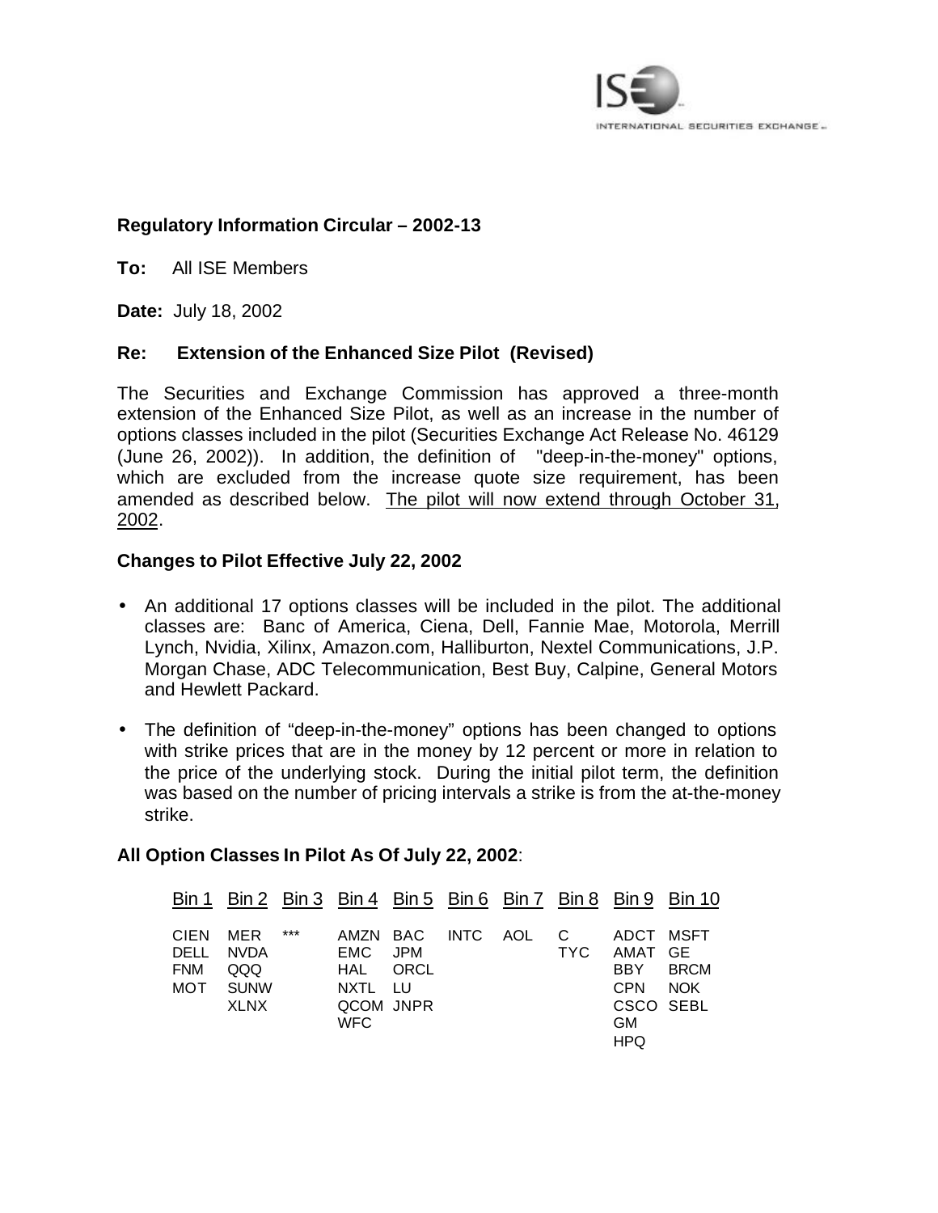**Regulatory Information Circular – 2002-13**

**To:** All ISE Members

**Date:** July 18, 2002

**Re: Extension of the Enhanced Size Pilot (Revised)**

The Securities and Exchange Commission has approved a three-month extension of the Enhanced Size Pilot, as well as an increase in the number of options classes included in the pilot (Securities Exchange Act Release No. 46129 (June 26, 2002)). In addition, the definition of "deep-in-the-money" options, which are excluded from the increase quote size requirement, has been amended as described below. The pilot will now extend through October 31, 2002.

**Changes to Pilot Effective July 22, 2002**

- An additional 17 options classes will be included in the pilot. The additional classes are: Banc of America, Ciena, Dell, Fannie Mae, Motorola, Merrill Lynch, Nvidia, Xilinx, Amazon.com, Halliburton, Nextel Communications, J.P. Morgan Chase, ADC Telecommunication, Best Buy, Calpine, General Motors and Hewlett Packard.
- The definition of "deep-in-the-money" options has been changed to options with strike prices that are in the money by 12 percent or more in relation to the price of the underlying stock. During the initial pilot term, the definition was based on the number of pricing intervals a strike is from the at-the-money strike.

**All Option Classes In Pilot As Of July 22, 2002**:

| Bin 1 | Bin 2 | Bin 3 | Bin 4 | Bin 5 | Bin 6 | Bin 7 | Bin 8 | Bin 9 | Bin 10 |
|---|---|---|---|---|---|---|---|---|---|
| CIEN | MER | *** | AMZN | BAC | INTC | AOL | C | ADCT | MSFT |
| DELL | NVDA | | EMC | JPM | | | TYC | AMAT | GE |
| FNM | QQQ | | HAL | ORCL | | | | BBY | BRCM |
| MOT | SUNW | | NXTL | LU | | | | CPN | NOK |
| | XLNX | | QCOM | JNPR | | | | CSCO | SEBL |
| | | | WFC | | | | | GM | |
| | | | | | | | | HPQ | |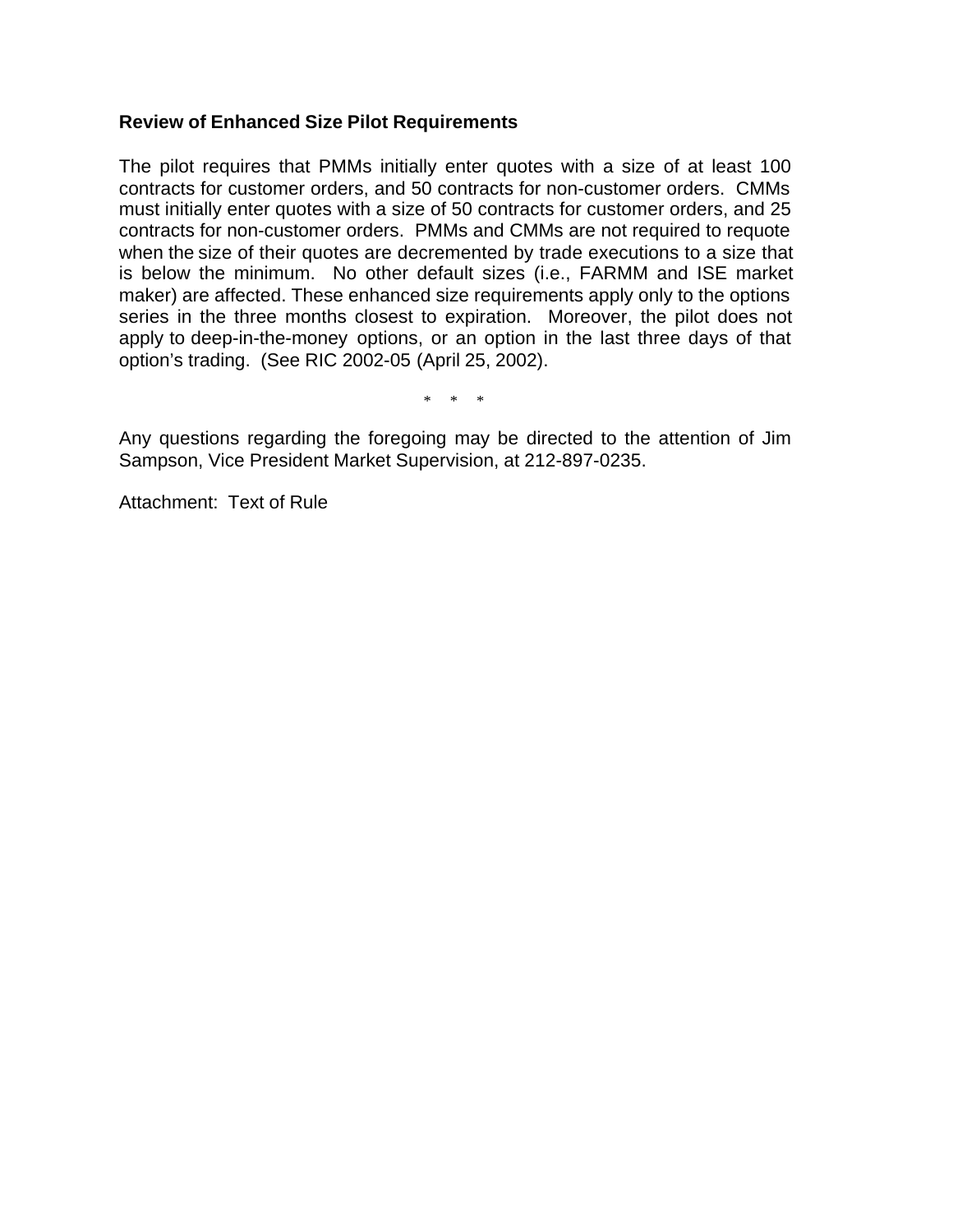**Review of Enhanced Size Pilot Requirements**

The pilot requires that PMMs initially enter quotes with a size of at least 100 contracts for customer orders, and 50 contracts for non-customer orders. CMMs must initially enter quotes with a size of 50 contracts for customer orders, and 25 contracts for non-customer orders. PMMs and CMMs are not required to requote when the size of their quotes are decremented by trade executions to a size that is below the minimum. No other default sizes (i.e., FARMM and ISE market maker) are affected. These enhanced size requirements apply only to the options series in the three months closest to expiration. Moreover, the pilot does not apply to deep-in-the-money options, or an option in the last three days of that option's trading. (See RIC 2002-05 (April 25, 2002).

\* \* \*

Any questions regarding the foregoing may be directed to the attention of Jim Sampson, Vice President Market Supervision, at 212-897-0235.

Attachment: Text of Rule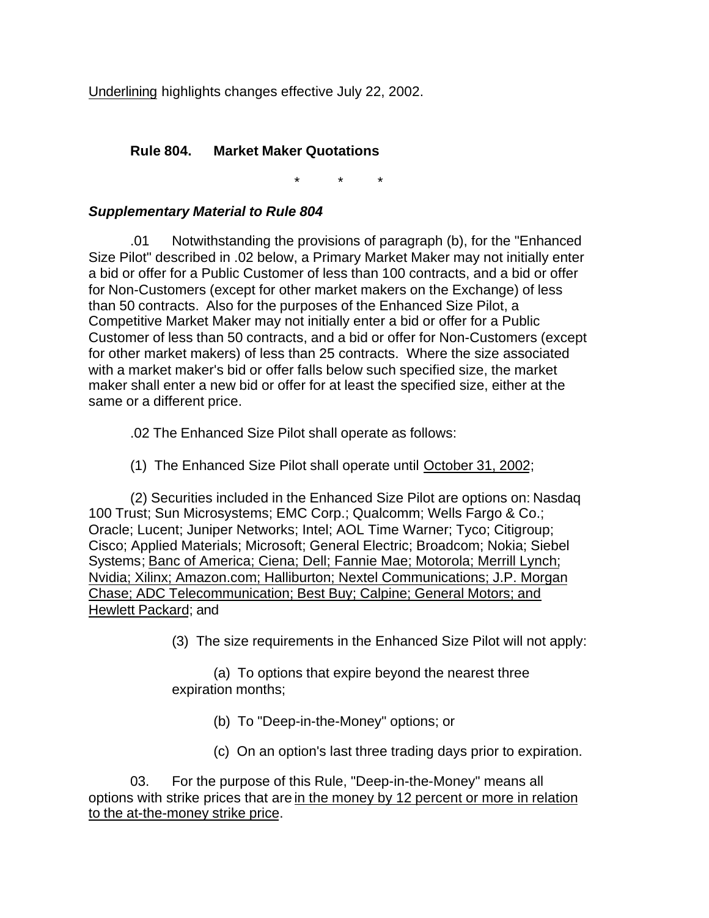Underlining highlights changes effective July 22, 2002.

**Rule 804. Market Maker Quotations**

\* \* \*

***Supplementary Material to Rule 804***

.01 Notwithstanding the provisions of paragraph (b), for the "Enhanced Size Pilot" described in .02 below, a Primary Market Maker may not initially enter a bid or offer for a Public Customer of less than 100 contracts, and a bid or offer for Non-Customers (except for other market makers on the Exchange) of less than 50 contracts. Also for the purposes of the Enhanced Size Pilot, a Competitive Market Maker may not initially enter a bid or offer for a Public Customer of less than 50 contracts, and a bid or offer for Non-Customers (except for other market makers) of less than 25 contracts. Where the size associated with a market maker's bid or offer falls below such specified size, the market maker shall enter a new bid or offer for at least the specified size, either at the same or a different price.

.02 The Enhanced Size Pilot shall operate as follows:

(1) The Enhanced Size Pilot shall operate until <u>October 31, 2002</u>;

(2) Securities included in the Enhanced Size Pilot are options on: Nasdaq 100 Trust; Sun Microsystems; EMC Corp.; Qualcomm; Wells Fargo & Co.; Oracle; Lucent; Juniper Networks; Intel; AOL Time Warner; Tyco; Citigroup; Cisco; Applied Materials; Microsoft; General Electric; Broadcom; Nokia; Siebel Systems; <u>Banc of America; Ciena; Dell; Fannie Mae; Motorola; Merrill Lynch; Nvidia; Xilinx; Amazon.com; Halliburton; Nextel Communications; J.P. Morgan Chase; ADC Telecommunication; Best Buy; Calpine; General Motors; and Hewlett Packard</u>; and

(3) The size requirements in the Enhanced Size Pilot will not apply:

(a) To options that expire beyond the nearest three expiration months;

(b) To "Deep-in-the-Money" options; or

(c) On an option's last three trading days prior to expiration.

03. For the purpose of this Rule, "Deep-in-the-Money" means all options with strike prices that are <u>in the money by 12 percent or more in relation to the at-the-money strike price</u>.